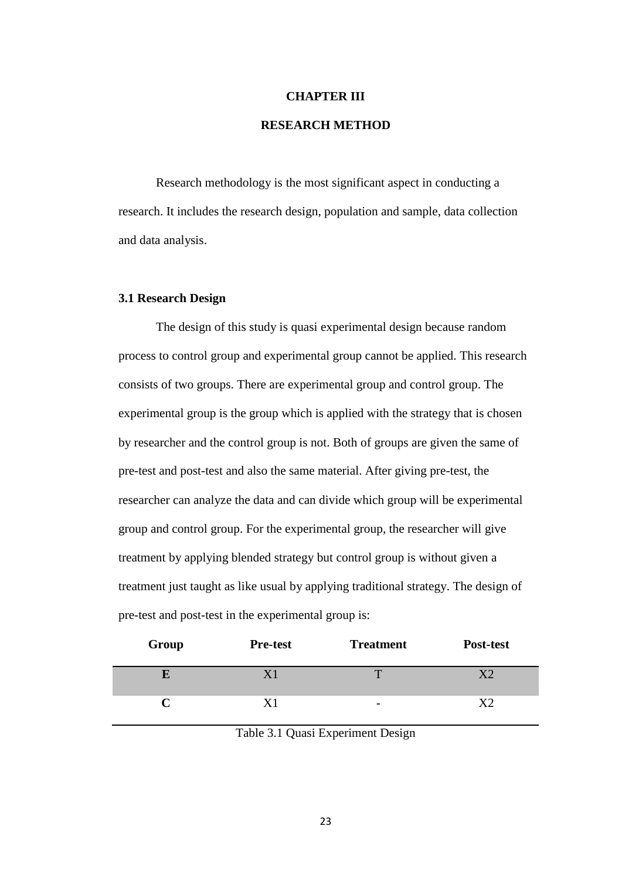# CHAPTER III

# RESEARCH METHOD

Research methodology is the most significant aspect in conducting a research. It includes the research design, population and sample, data collection and data analysis.

## 3.1 Research Design

The design of this study is quasi experimental design because random process to control group and experimental group cannot be applied. This research consists of two groups. There are experimental group and control group. The experimental group is the group which is applied with the strategy that is chosen by researcher and the control group is not. Both of groups are given the same of pre-test and post-test and also the same material. After giving pre-test, the researcher can analyze the data and can divide which group will be experimental group and control group. For the experimental group, the researcher will give treatment by applying blended strategy but control group is without given a treatment just taught as like usual by applying traditional strategy. The design of pre-test and post-test in the experimental group is:

| Group | Pre-test | Treatment | Post-test |
| --- | --- | --- | --- |
| **E** | X1 | T | X2 |
| **C** | X1 | - | X2 |

Table 3.1 Quasi Experiment Design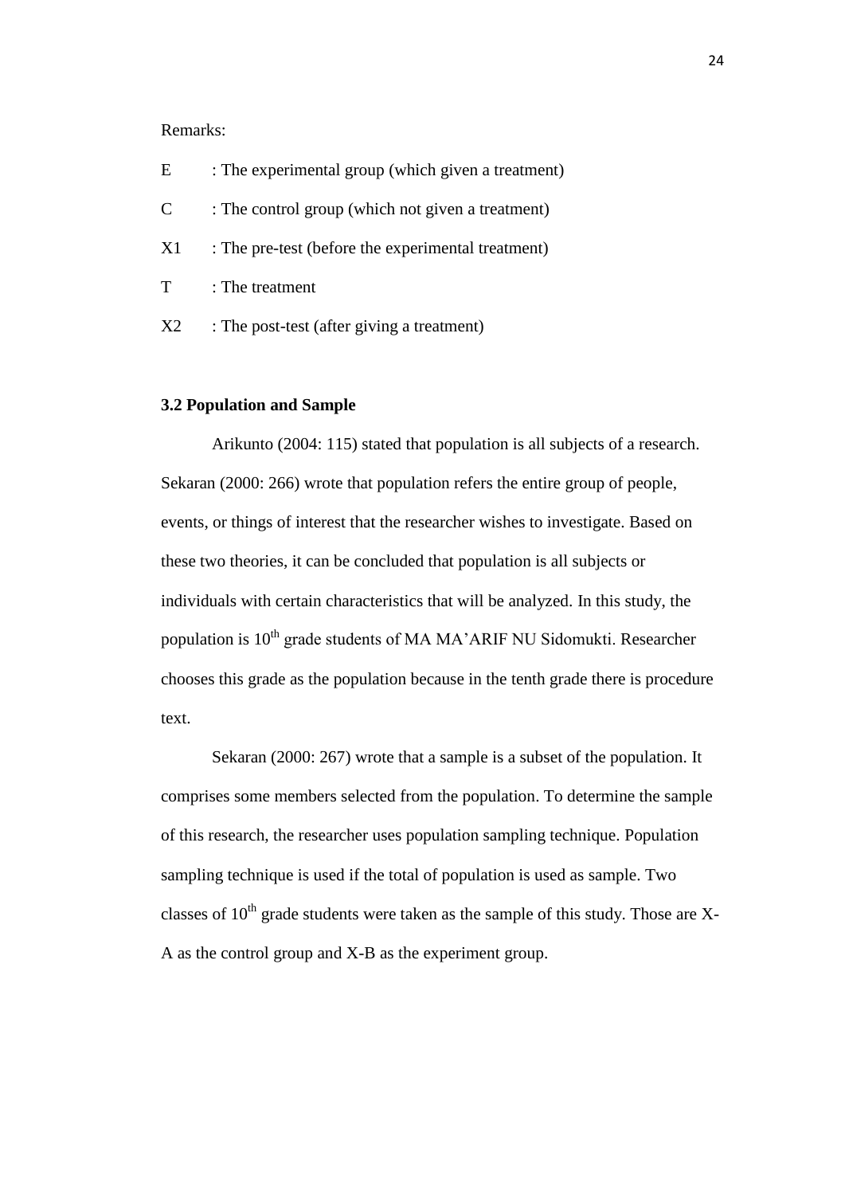Remarks:

E : The experimental group (which given a treatment)

C : The control group (which not given a treatment)

X1 : The pre-test (before the experimental treatment)

T : The treatment

X2 : The post-test (after giving a treatment)

### 3.2 Population and Sample

Arikunto (2004: 115) stated that population is all subjects of a research. Sekaran (2000: 266) wrote that population refers the entire group of people, events, or things of interest that the researcher wishes to investigate. Based on these two theories, it can be concluded that population is all subjects or individuals with certain characteristics that will be analyzed. In this study, the population is 10th grade students of MA MA'ARIF NU Sidomukti. Researcher chooses this grade as the population because in the tenth grade there is procedure text.

Sekaran (2000: 267) wrote that a sample is a subset of the population. It comprises some members selected from the population. To determine the sample of this research, the researcher uses population sampling technique. Population sampling technique is used if the total of population is used as sample. Two classes of 10th grade students were taken as the sample of this study. Those are X-A as the control group and X-B as the experiment group.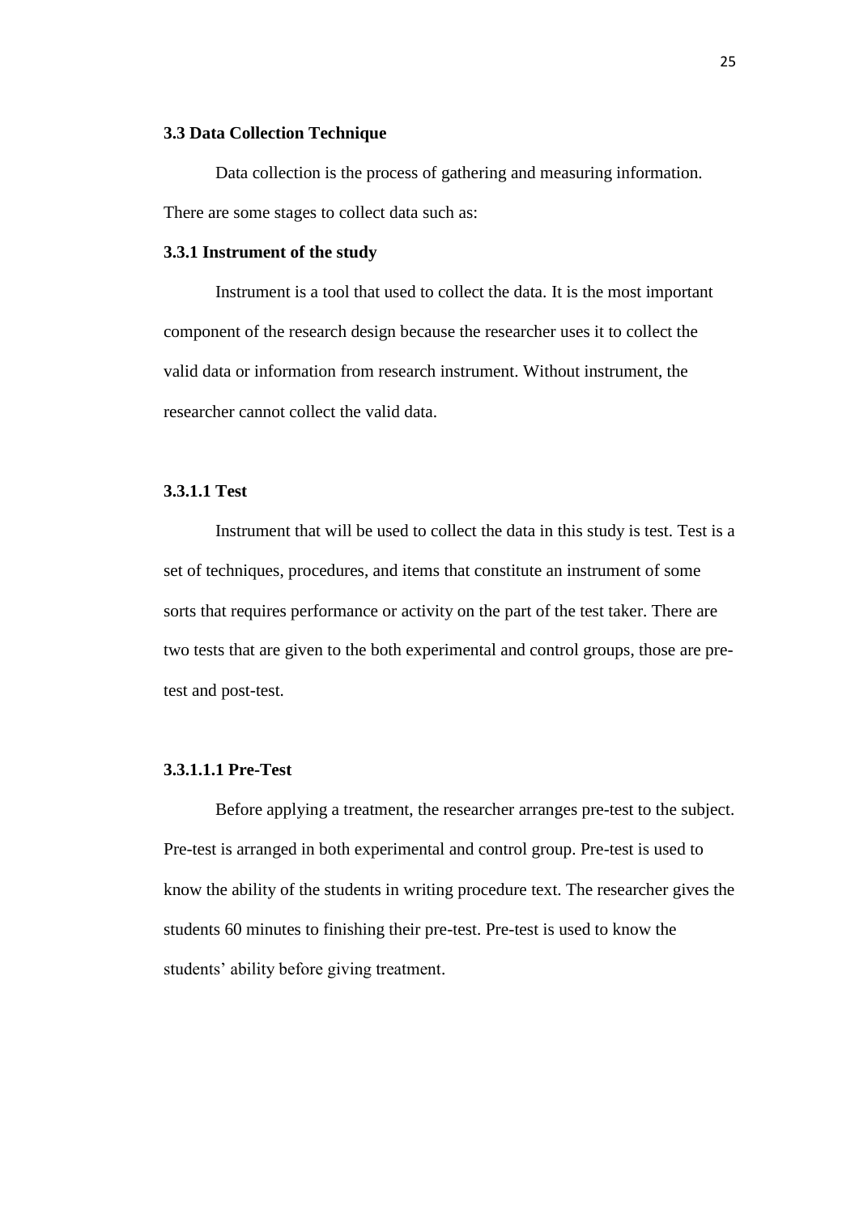### 3.3 Data Collection Technique

Data collection is the process of gathering and measuring information. There are some stages to collect data such as:

#### 3.3.1 Instrument of the study

Instrument is a tool that used to collect the data. It is the most important component of the research design because the researcher uses it to collect the valid data or information from research instrument. Without instrument, the researcher cannot collect the valid data.

##### 3.3.1.1 Test

Instrument that will be used to collect the data in this study is test. Test is a set of techniques, procedures, and items that constitute an instrument of some sorts that requires performance or activity on the part of the test taker. There are two tests that are given to the both experimental and control groups, those are pre-test and post-test.

###### 3.3.1.1.1 Pre-Test

Before applying a treatment, the researcher arranges pre-test to the subject. Pre-test is arranged in both experimental and control group. Pre-test is used to know the ability of the students in writing procedure text. The researcher gives the students 60 minutes to finishing their pre-test. Pre-test is used to know the students' ability before giving treatment.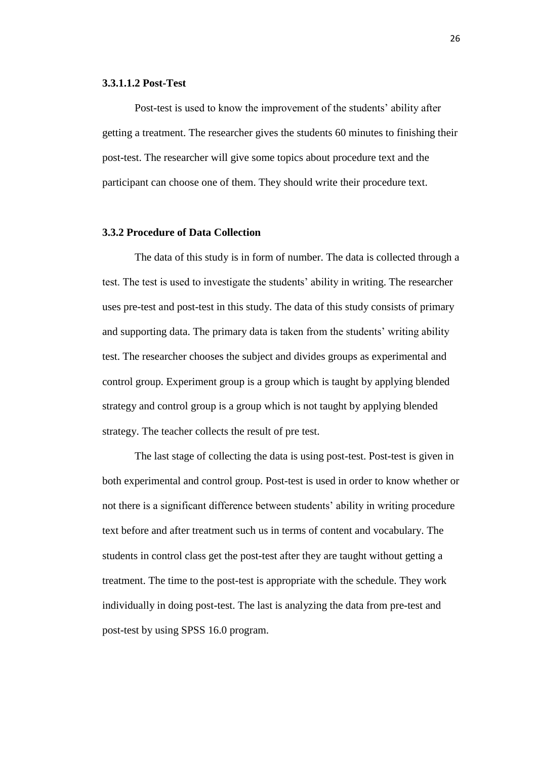#### 3.3.1.1.2 Post-Test

Post-test is used to know the improvement of the students' ability after getting a treatment. The researcher gives the students 60 minutes to finishing their post-test. The researcher will give some topics about procedure text and the participant can choose one of them. They should write their procedure text.

### 3.3.2 Procedure of Data Collection

The data of this study is in form of number. The data is collected through a test. The test is used to investigate the students' ability in writing. The researcher uses pre-test and post-test in this study. The data of this study consists of primary and supporting data. The primary data is taken from the students' writing ability test. The researcher chooses the subject and divides groups as experimental and control group. Experiment group is a group which is taught by applying blended strategy and control group is a group which is not taught by applying blended strategy. The teacher collects the result of pre test.

The last stage of collecting the data is using post-test. Post-test is given in both experimental and control group. Post-test is used in order to know whether or not there is a significant difference between students' ability in writing procedure text before and after treatment such us in terms of content and vocabulary. The students in control class get the post-test after they are taught without getting a treatment. The time to the post-test is appropriate with the schedule. They work individually in doing post-test. The last is analyzing the data from pre-test and post-test by using SPSS 16.0 program.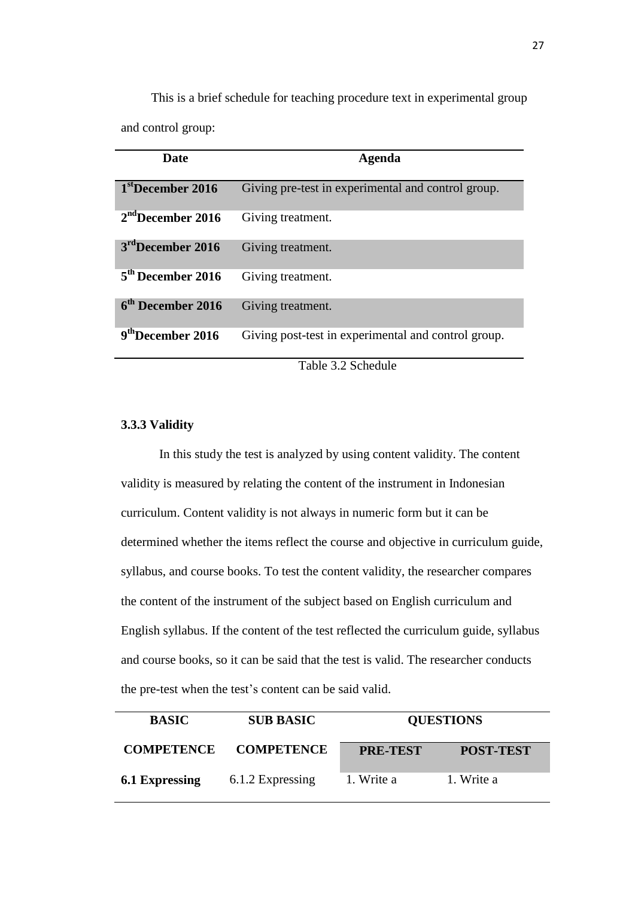This is a brief schedule for teaching procedure text in experimental group and control group:

| Date | Agenda |
|---|---|
| **1st December 2016** | Giving pre-test in experimental and control group. |
| **2nd December 2016** | Giving treatment. |
| **3rd December 2016** | Giving treatment. |
| **5th December 2016** | Giving treatment. |
| **6th December 2016** | Giving treatment. |
| **9th December 2016** | Giving post-test in experimental and control group. |

Table 3.2 Schedule

### 3.3.3 Validity

In this study the test is analyzed by using content validity. The content validity is measured by relating the content of the instrument in Indonesian curriculum. Content validity is not always in numeric form but it can be determined whether the items reflect the course and objective in curriculum guide, syllabus, and course books. To test the content validity, the researcher compares the content of the instrument of the subject based on English curriculum and English syllabus. If the content of the test reflected the curriculum guide, syllabus and course books, so it can be said that the test is valid. The researcher conducts the pre-test when the test's content can be said valid.

| BASIC COMPETENCE | SUB BASIC COMPETENCE | QUESTIONS | |
|---|---|---|---|
| | | **PRE-TEST** | **POST-TEST** |
| **6.1 Expressing** | 6.1.2 Expressing | 1. Write a | 1. Write a |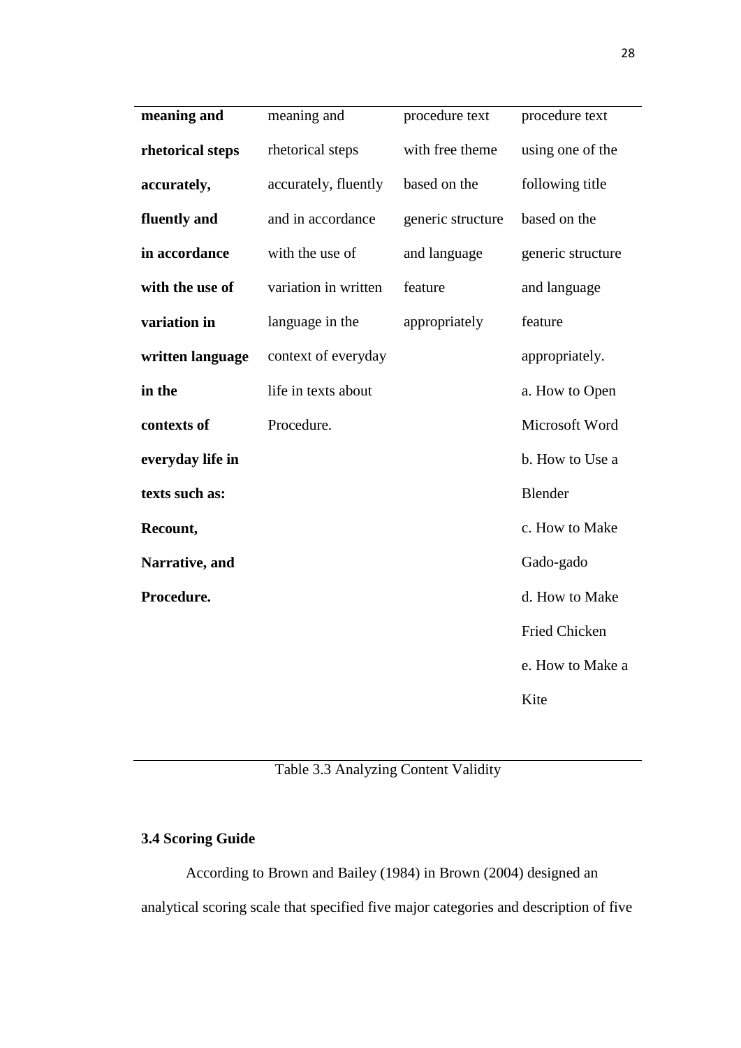| | | | |
|---|---|---|---|
| **meaning and rhetorical steps accurately, fluently and in accordance with the use of variation in written language in the contexts of everyday life in texts such as: Recount, Narrative, and Procedure.** | meaning and rhetorical steps accurately, fluently and in accordance with the use of variation in written language in the context of everyday life in texts about Procedure. | procedure text with free theme based on the generic structure and language feature appropriately | procedure text using one of the following title based on the generic structure and language feature appropriately. a. How to Open Microsoft Word b. How to Use a Blender c. How to Make Gado-gado d. How to Make Fried Chicken e. How to Make a Kite |

Table 3.3 Analyzing Content Validity

### 3.4 Scoring Guide

According to Brown and Bailey (1984) in Brown (2004) designed an analytical scoring scale that specified five major categories and description of five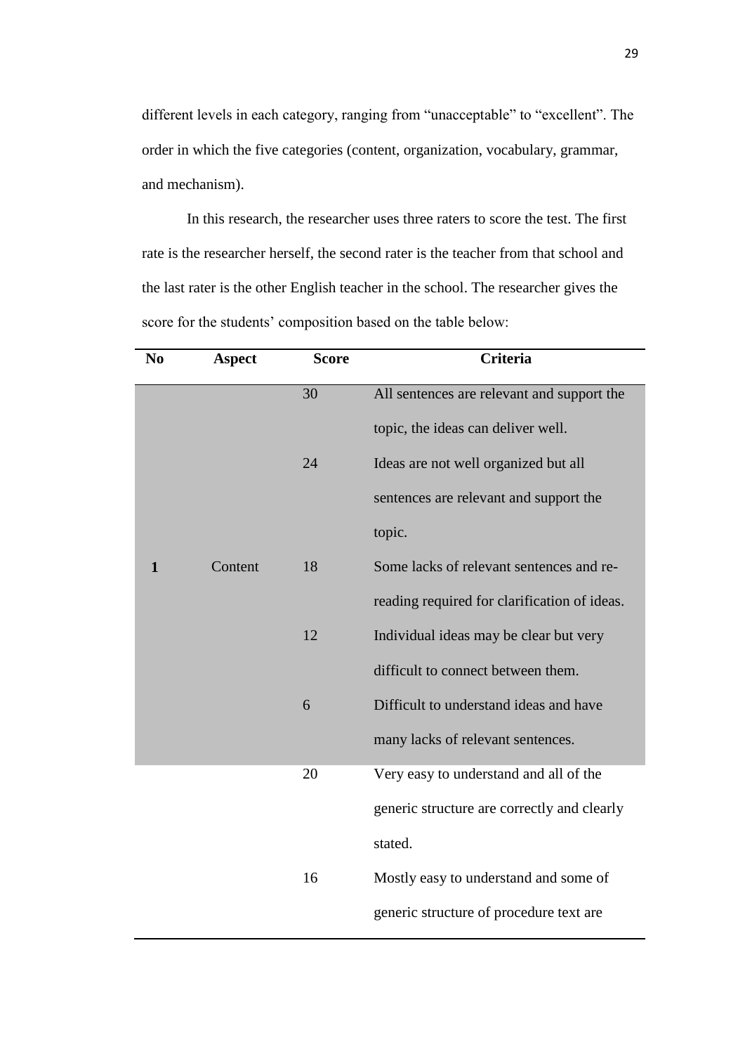different levels in each category, ranging from "unacceptable" to "excellent". The order in which the five categories (content, organization, vocabulary, grammar, and mechanism).

In this research, the researcher uses three raters to score the test. The first rate is the researcher herself, the second rater is the teacher from that school and the last rater is the other English teacher in the school. The researcher gives the score for the students' composition based on the table below:

| No | Aspect | Score | Criteria |
|---|---|---|---|
| 1 | Content | 30 | All sentences are relevant and support the topic, the ideas can deliver well. |
| | | 24 | Ideas are not well organized but all sentences are relevant and support the topic. |
| | | 18 | Some lacks of relevant sentences and re-reading required for clarification of ideas. |
| | | 12 | Individual ideas may be clear but very difficult to connect between them. |
| | | 6 | Difficult to understand ideas and have many lacks of relevant sentences. |
| | | 20 | Very easy to understand and all of the generic structure are correctly and clearly stated. |
| | | 16 | Mostly easy to understand and some of generic structure of procedure text are |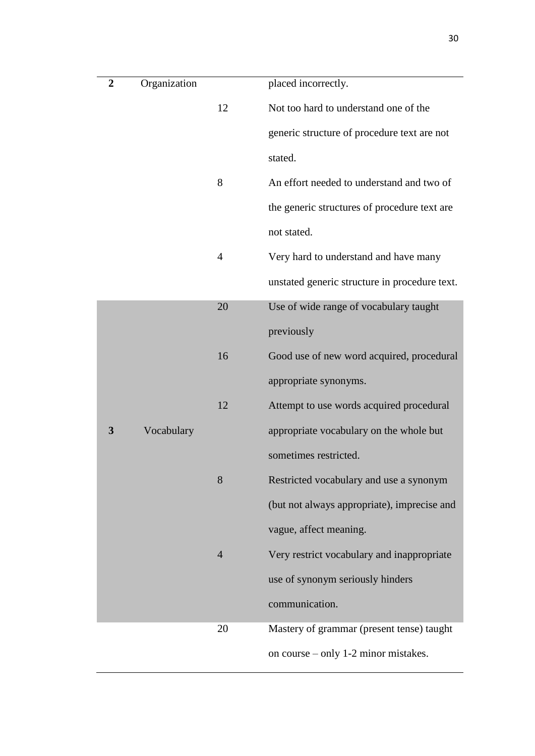| | | | |
|---|---|---|---|
| **2** | Organization | | placed incorrectly. |
| | | 12 | Not too hard to understand one of the generic structure of procedure text are not stated. |
| | | 8 | An effort needed to understand and two of the generic structures of procedure text are not stated. |
| | | 4 | Very hard to understand and have many unstated generic structure in procedure text. |
| **3** | Vocabulary | 20 | Use of wide range of vocabulary taught previously |
| | | 16 | Good use of new word acquired, procedural appropriate synonyms. |
| | | 12 | Attempt to use words acquired procedural appropriate vocabulary on the whole but sometimes restricted. |
| | | 8 | Restricted vocabulary and use a synonym (but not always appropriate), imprecise and vague, affect meaning. |
| | | 4 | Very restrict vocabulary and inappropriate use of synonym seriously hinders communication. |
| | | 20 | Mastery of grammar (present tense) taught on course – only 1-2 minor mistakes. |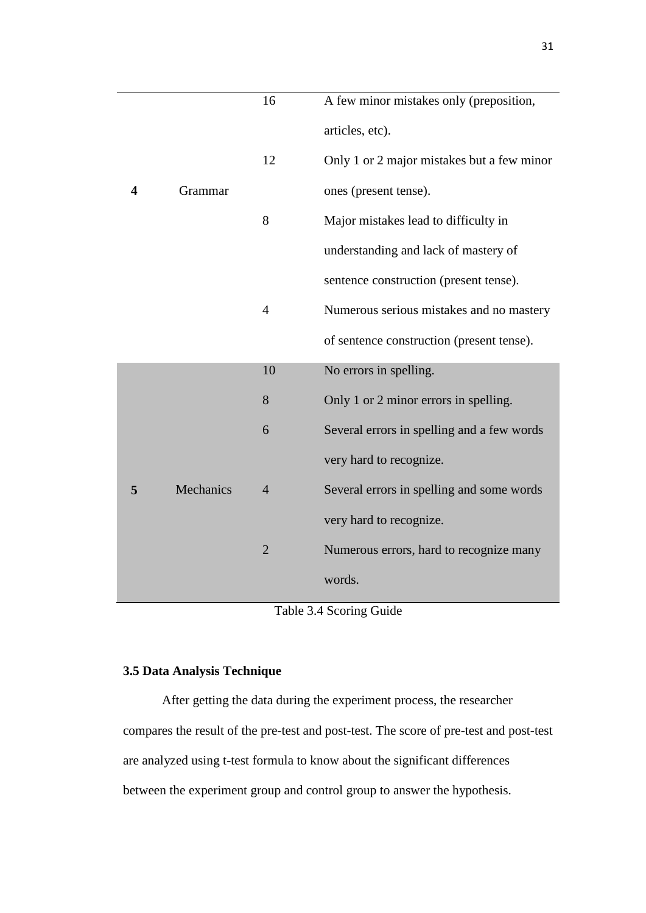| No | Aspect | Score | Criteria |
|---|---|---|---|
| | | 16 | A few minor mistakes only (preposition, articles, etc). |
| **4** | Grammar | 12 | Only 1 or 2 major mistakes but a few minor ones (present tense). |
| | | 8 | Major mistakes lead to difficulty in understanding and lack of mastery of sentence construction (present tense). |
| | | 4 | Numerous serious mistakes and no mastery of sentence construction (present tense). |
| | | 10 | No errors in spelling. |
| | | 8 | Only 1 or 2 minor errors in spelling. |
| | | 6 | Several errors in spelling and a few words very hard to recognize. |
| **5** | Mechanics | 4 | Several errors in spelling and some words very hard to recognize. |
| | | 2 | Numerous errors, hard to recognize many words. |

Table 3.4 Scoring Guide

### 3.5 Data Analysis Technique

After getting the data during the experiment process, the researcher compares the result of the pre-test and post-test. The score of pre-test and post-test are analyzed using t-test formula to know about the significant differences between the experiment group and control group to answer the hypothesis.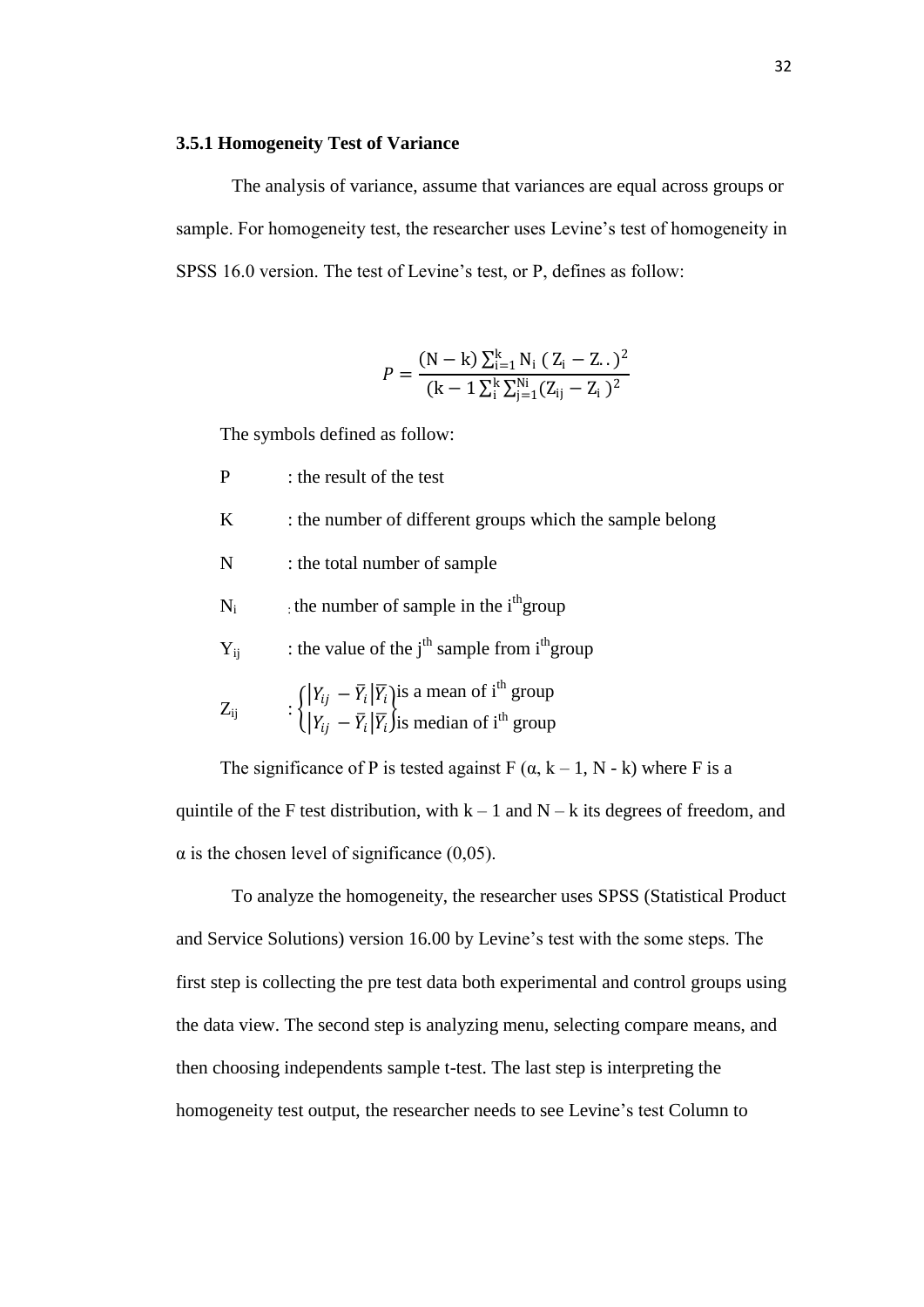### 3.5.1 Homogeneity Test of Variance

The analysis of variance, assume that variances are equal across groups or sample. For homogeneity test, the researcher uses Levine's test of homogeneity in SPSS 16.0 version. The test of Levine's test, or P, defines as follow:

$$P = \frac{(\mathrm{N} - \mathrm{k}) \sum_{\mathrm{i}=1}^{\mathrm{k}} \mathrm{N_i} \; (\mathrm{Z_i} - \mathrm{Z..})^2}{(\mathrm{k} - 1 \sum_{\mathrm{i}}^{\mathrm{k}} \sum_{\mathrm{j}=1}^{\mathrm{Ni}} (\mathrm{Z_{ij}} - \mathrm{Z_i}\;)^2}$$

The symbols defined as follow:

- P : the result of the test
- K : the number of different groups which the sample belong
- N : the total number of sample
- $N_i$ : the number of sample in the $i^{th}$group
- $Y_{ij}$ : the value of the $j^{th}$ sample from $i^{th}$group
- $Z_{ij}$ : $\begin{cases} |Y_{ij} - \bar{Y}_i|\bar{Y}_i \text{ is a mean of } i^{th} \text{ group} \\ |Y_{ij} - \bar{Y}_i|\bar{Y}_i \text{ is median of } i^{th} \text{ group} \end{cases}$

The significance of P is tested against F ($\alpha$, k – 1, N - k) where F is a quintile of the F test distribution, with k – 1 and N – k its degrees of freedom, and $\alpha$ is the chosen level of significance (0,05).

To analyze the homogeneity, the researcher uses SPSS (Statistical Product and Service Solutions) version 16.00 by Levine's test with the some steps. The first step is collecting the pre test data both experimental and control groups using the data view. The second step is analyzing menu, selecting compare means, and then choosing independents sample t-test. The last step is interpreting the homogeneity test output, the researcher needs to see Levine's test Column to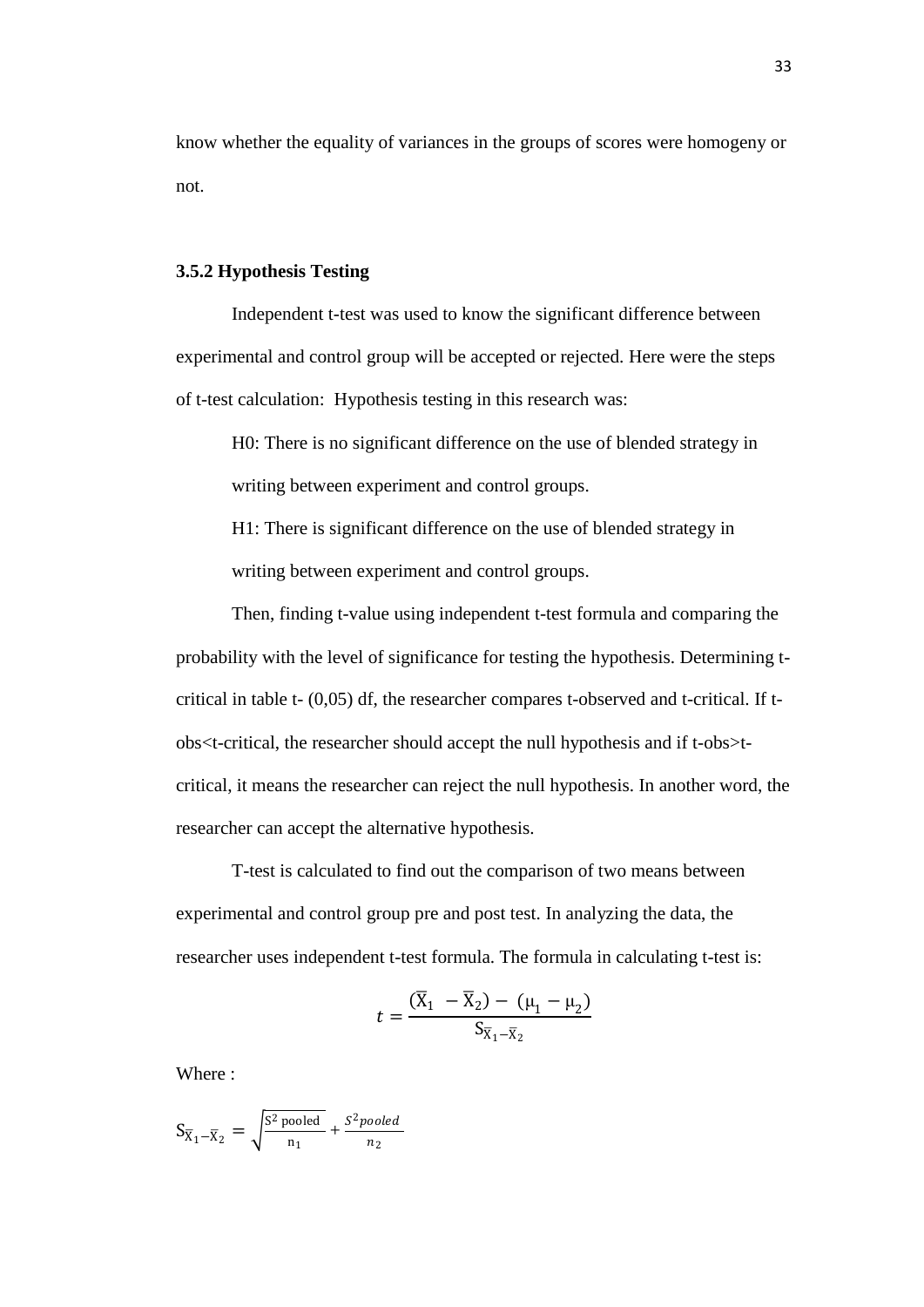know whether the equality of variances in the groups of scores were homogeny or not.

### 3.5.2 Hypothesis Testing

Independent t-test was used to know the significant difference between experimental and control group will be accepted or rejected. Here were the steps of t-test calculation: Hypothesis testing in this research was:

H0: There is no significant difference on the use of blended strategy in writing between experiment and control groups.

H1: There is significant difference on the use of blended strategy in writing between experiment and control groups.

Then, finding t-value using independent t-test formula and comparing the probability with the level of significance for testing the hypothesis. Determining t-critical in table t- (0,05) df, the researcher compares t-observed and t-critical. If t-obs<t-critical, the researcher should accept the null hypothesis and if t-obs>t-critical, it means the researcher can reject the null hypothesis. In another word, the researcher can accept the alternative hypothesis.

T-test is calculated to find out the comparison of two means between experimental and control group pre and post test. In analyzing the data, the researcher uses independent t-test formula. The formula in calculating t-test is:

$$t = \frac{(\overline{X}_1 - \overline{X}_2) - (\mu_1 - \mu_2)}{S_{\overline{X}_1 - \overline{X}_2}}$$

Where :

$$S_{\overline{X}_1 - \overline{X}_2} = \sqrt{\frac{S^2 \text{ pooled}}{n_1}} + \frac{S^2 pooled}{n_2}$$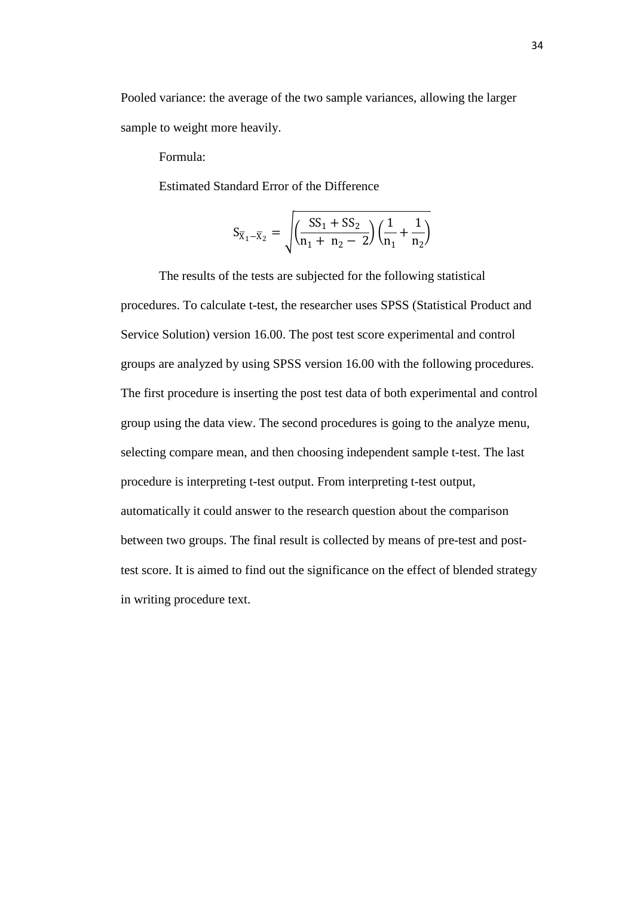Pooled variance: the average of the two sample variances, allowing the larger sample to weight more heavily.

Formula:

Estimated Standard Error of the Difference

$$S_{\bar{X}_1-\bar{X}_2} = \sqrt{\left(\frac{SS_1 + SS_2}{n_1 + n_2 - 2}\right)\left(\frac{1}{n_1} + \frac{1}{n_2}\right)}$$

The results of the tests are subjected for the following statistical procedures. To calculate t-test, the researcher uses SPSS (Statistical Product and Service Solution) version 16.00. The post test score experimental and control groups are analyzed by using SPSS version 16.00 with the following procedures. The first procedure is inserting the post test data of both experimental and control group using the data view. The second procedures is going to the analyze menu, selecting compare mean, and then choosing independent sample t-test. The last procedure is interpreting t-test output. From interpreting t-test output, automatically it could answer to the research question about the comparison between two groups. The final result is collected by means of pre-test and post-test score. It is aimed to find out the significance on the effect of blended strategy in writing procedure text.